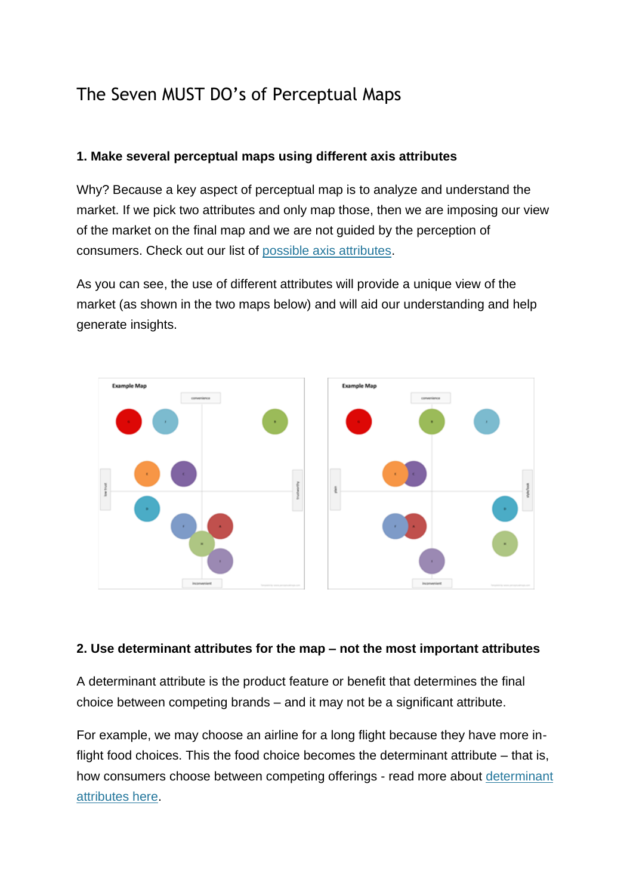# The Seven MUST DO's of Perceptual Maps

### 1. Make several perceptual maps using different axis attributes

Why? Because a key aspect of perceptual map is to analyze and understand the market. If we pick two attributes and only map those, then we are imposing our view of the market on the final map and we are not guided by the perception of consumers. Check out our list of [possible axis attributes](#).

As you can see, the use of different attributes will provide a unique view of the market (as shown in the two maps below) and will aid our understanding and help generate insights.

### 2. Use determinant attributes for the map – not the most important attributes

A determinant attribute is the product feature or benefit that determines the final choice between competing brands – and it may not be a significant attribute.

For example, we may choose an airline for a long flight because they have more in-flight food choices. This the food choice becomes the determinant attribute – that is, how consumers choose between competing offerings - read more about [determinant attributes here](#).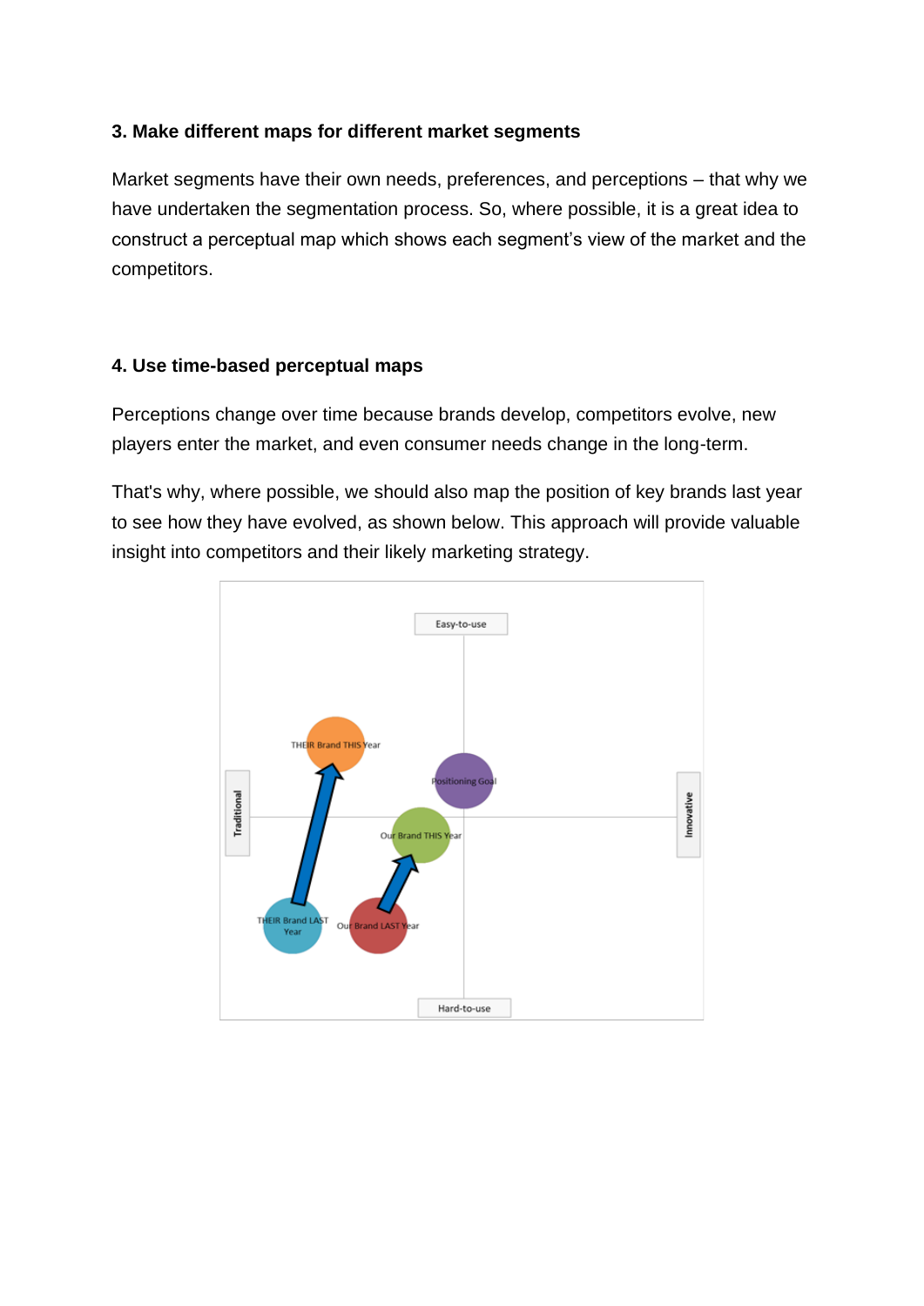### 3. Make different maps for different market segments

Market segments have their own needs, preferences, and perceptions – that why we have undertaken the segmentation process. So, where possible, it is a great idea to construct a perceptual map which shows each segment's view of the market and the competitors.

### 4. Use time-based perceptual maps

Perceptions change over time because brands develop, competitors evolve, new players enter the market, and even consumer needs change in the long-term.

That's why, where possible, we should also map the position of key brands last year to see how they have evolved, as shown below. This approach will provide valuable insight into competitors and their likely marketing strategy.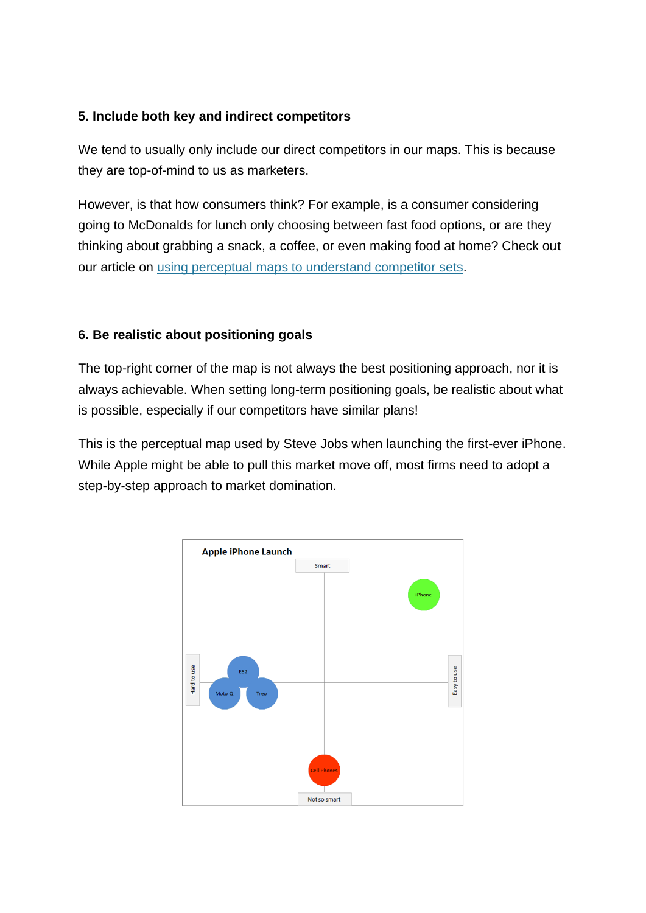### 5. Include both key and indirect competitors

We tend to usually only include our direct competitors in our maps. This is because they are top-of-mind to us as marketers.

However, is that how consumers think? For example, is a consumer considering going to McDonalds for lunch only choosing between fast food options, or are they thinking about grabbing a snack, a coffee, or even making food at home? Check out our article on [using perceptual maps to understand competitor sets](#).

### 6. Be realistic about positioning goals

The top-right corner of the map is not always the best positioning approach, nor it is always achievable. When setting long-term positioning goals, be realistic about what is possible, especially if our competitors have similar plans!

This is the perceptual map used by Steve Jobs when launching the first-ever iPhone. While Apple might be able to pull this market move off, most firms need to adopt a step-by-step approach to market domination.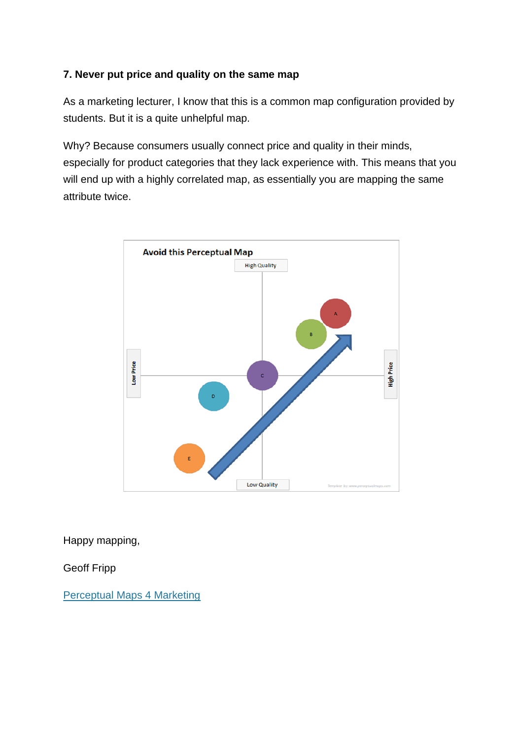**7. Never put price and quality on the same map**

As a marketing lecturer, I know that this is a common map configuration provided by students. But it is a quite unhelpful map.

Why? Because consumers usually connect price and quality in their minds, especially for product categories that they lack experience with. This means that you will end up with a highly correlated map, as essentially you are mapping the same attribute twice.

Avoid this Perceptual Map

High Quality

Low Price

High Price

Low Quality

A

B

C

D

E

Template by: www.perceptualmaps.com

Happy mapping,

Geoff Fripp

[Perceptual Maps 4 Marketing]